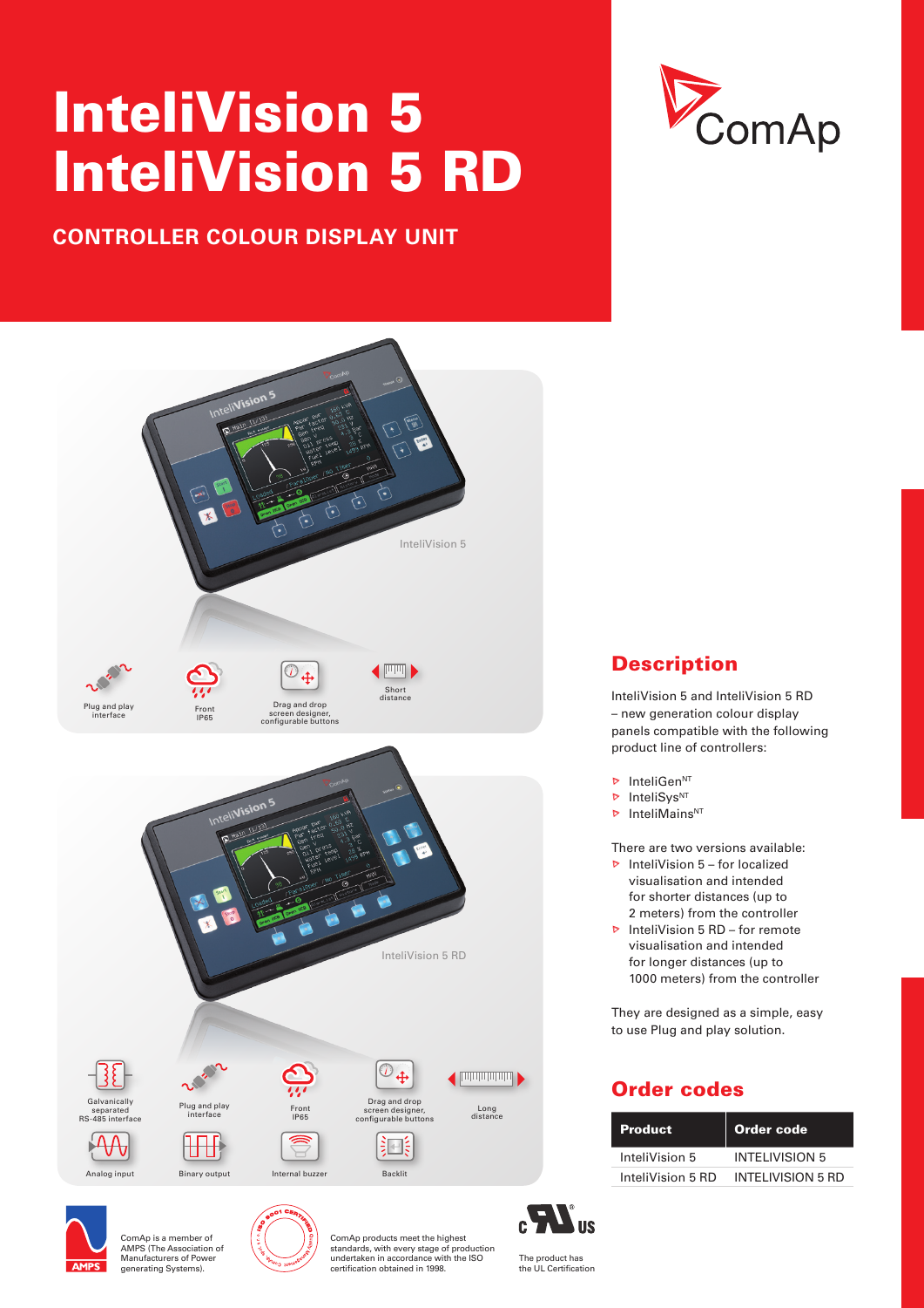# InteliVision 5
# InteliVision 5 RD

## CONTROLLER COLOUR DISPLAY UNIT

InteliVision 5

Plug and play interface

Front IP65

Drag and drop screen designer, configurable buttons

Short distance

InteliVision 5 RD

Galvanically separated RS-485 interface

Plug and play interface

Front IP65

Drag and drop screen designer, configurable buttons

Long distance

Analog input

Binary output

Internal buzzer

Backlit

## Description

InteliVision 5 and InteliVision 5 RD – new generation colour display panels compatible with the following product line of controllers:

- InteliGen[NT]
- InteliSys[NT]
- InteliMains[NT]

There are two versions available:

- InteliVision 5 – for localized visualisation and intended for shorter distances (up to 2 meters) from the controller
- InteliVision 5 RD – for remote visualisation and intended for longer distances (up to 1000 meters) from the controller

They are designed as a simple, easy to use Plug and play solution.

## Order codes

| Product | Order code |
|---|---|
| InteliVision 5 | INTELIVISION 5 |
| InteliVision 5 RD | INTELIVISION 5 RD |

ComAp is a member of AMPS (The Association of Manufacturers of Power generating Systems).

ComAp products meet the highest standards, with every stage of production undertaken in accordance with the ISO certification obtained in 1998.

The product has the UL Certification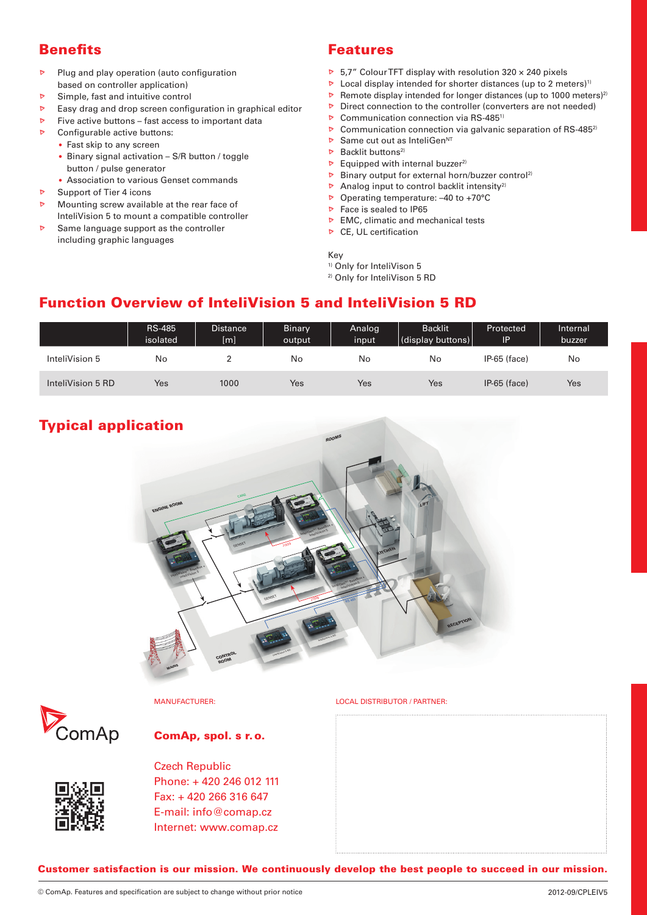## Benefits

- Plug and play operation (auto configuration based on controller application)
- Simple, fast and intuitive control
- Easy drag and drop screen configuration in graphical editor
- Five active buttons – fast access to important data
- Configurable active buttons:
  - Fast skip to any screen
  - Binary signal activation – S/R button / toggle button / pulse generator
  - Association to various Genset commands
- Support of Tier 4 icons
- Mounting screw available at the rear face of InteliVision 5 to mount a compatible controller
- Same language support as the controller including graphic languages

## Features

- 5,7" Colour TFT display with resolution 320 × 240 pixels
- Local display intended for shorter distances (up to 2 meters)[1]
- Remote display intended for longer distances (up to 1000 meters)[2]
- Direct connection to the controller (converters are not needed)
- Communication connection via RS-485[1]
- Communication connection via galvanic separation of RS-485[2]
- Same cut out as InteliGen[NT]
- Backlit buttons[2]
- Equipped with internal buzzer[2]
- Binary output for external horn/buzzer control[2]
- Analog input to control backlit intensity[2]
- Operating temperature: –40 to +70°C
- Face is sealed to IP65
- EMC, climatic and mechanical tests
- CE, UL certification

Key
[1] Only for InteliVison 5
[2] Only for InteliVison 5 RD

## Function Overview of InteliVision 5 and InteliVision 5 RD

| | RS-485 isolated | Distance [m] | Binary output | Analog input | Backlit (display buttons) | Protected IP | Internal buzzer |
|---|---|---|---|---|---|---|---|
| InteliVision 5 | No | 2 | No | No | No | IP-65 (face) | No |
| InteliVision 5 RD | Yes | 1000 | Yes | Yes | Yes | IP-65 (face) | Yes |

## Typical application

MANUFACTURER:

**ComAp, spol. s r. o.**

Czech Republic
Phone: + 420 246 012 111
Fax: + 420 266 316 647
E-mail: info@comap.cz
Internet: www.comap.cz

LOCAL DISTRIBUTOR / PARTNER:

**Customer satisfaction is our mission. We continuously develop the best people to succeed in our mission.**

© ComAp. Features and specification are subject to change without prior notice

2012-09/CPLEIV5